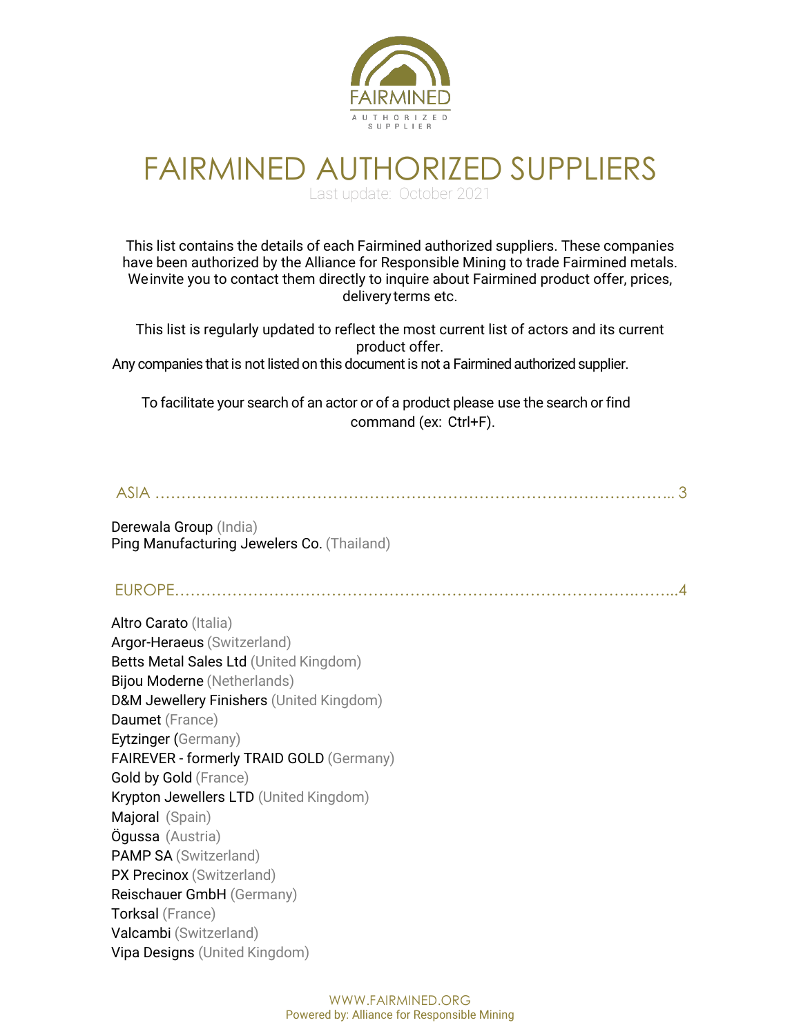# FAIRMINED AUTHORIZED SUPPLIERS

Last update: October 2021

This list contains the details of each Fairmined authorized suppliers. These companies have been authorized by the Alliance for Responsible Mining to trade Fairmined metals. We invite you to contact them directly to inquire about Fairmined product offer, prices, delivery terms etc.

This list is regularly updated to reflect the most current list of actors and its current product offer.

Any companies that is not listed on this document is not a Fairmined authorized supplier.

To facilitate your search of an actor or of a product please use the search or find command (ex: Ctrl+F).

## ASIA ........................................................................................ 3

Derewala Group (India)
Ping Manufacturing Jewelers Co. (Thailand)

## EUROPE........................................................................................4

Altro Carato (Italia)
Argor-Heraeus (Switzerland)
Betts Metal Sales Ltd (United Kingdom)
Bijou Moderne (Netherlands)
D&M Jewellery Finishers (United Kingdom)
Daumet (France)
Eytzinger (Germany)
FAIREVER - formerly TRAID GOLD (Germany)
Gold by Gold (France)
Krypton Jewellers LTD (United Kingdom)
Majoral (Spain)
Ögussa (Austria)
PAMP SA (Switzerland)
PX Precinox (Switzerland)
Reischauer GmbH (Germany)
Torksal (France)
Valcambi (Switzerland)
Vipa Designs (United Kingdom)

WWW.FAIRMINED.ORG
Powered by: Alliance for Responsible Mining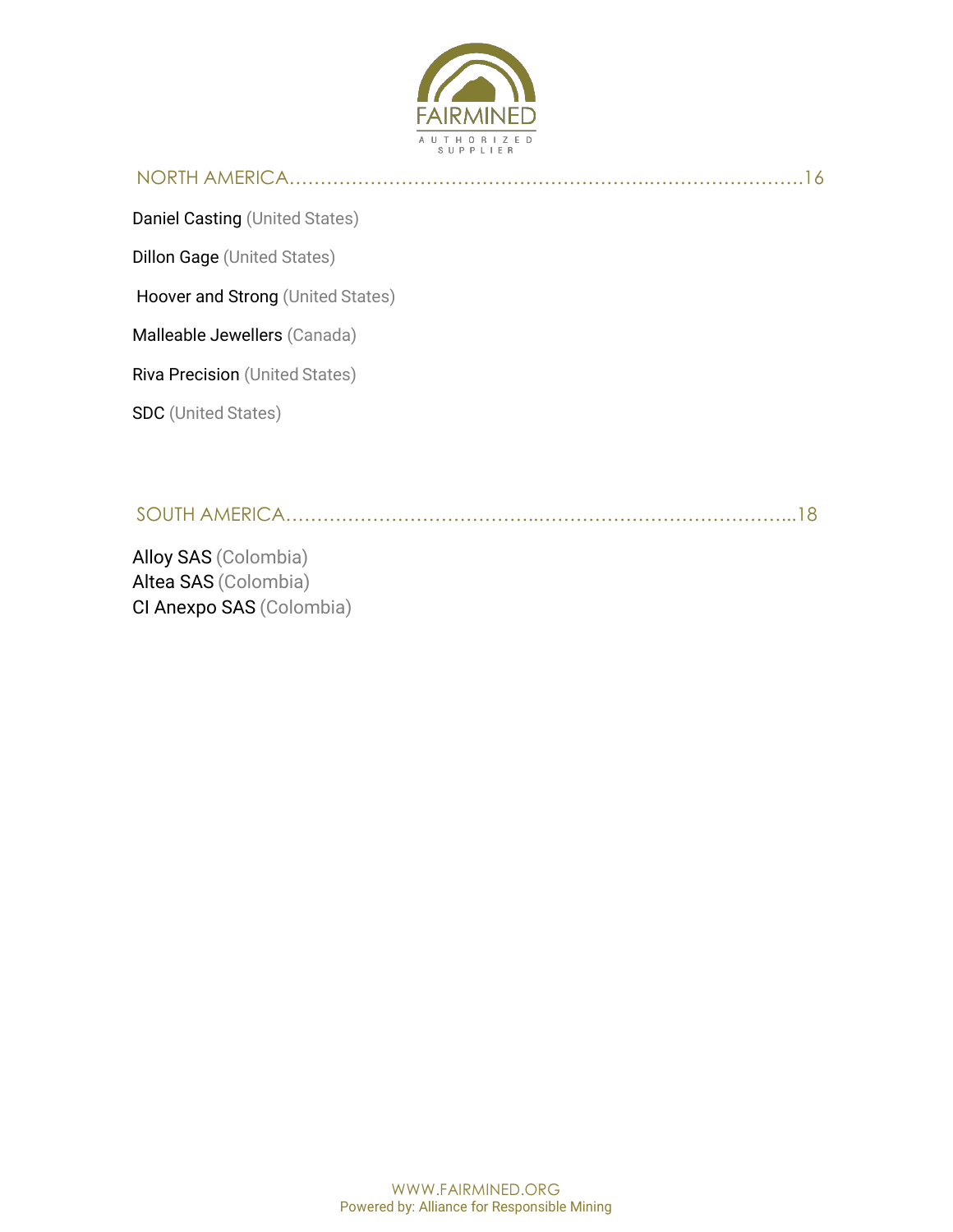## NORTH AMERICA……………………………………………………..……………………16

Daniel Casting (United States)

Dillon Gage (United States)

Hoover and Strong (United States)

Malleable Jewellers (Canada)

Riva Precision (United States)

SDC (United States)

## SOUTH AMERICA…………………………………..……………………………………..18

Alloy SAS (Colombia)
Altea SAS (Colombia)
CI Anexpo SAS (Colombia)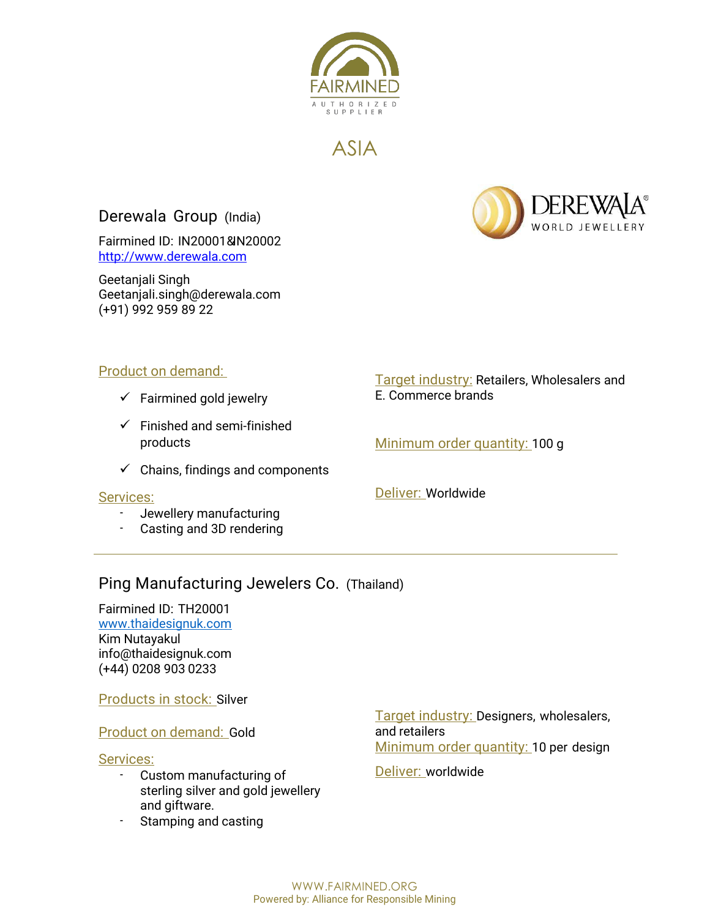# ASIA

## Derewala Group (India)

Fairmined ID: IN20001&IN20002
[http://www.derewala.com](http://www.derewala.com)

Geetanjali Singh
Geetanjali.singh@derewala.com
(+91) 992 959 89 22

**Product on demand:**

- ✓ Fairmined gold jewelry
- ✓ Finished and semi-finished products
- ✓ Chains, findings and components

**Services:**

- Jewellery manufacturing
- Casting and 3D rendering

**Target industry:** Retailers, Wholesalers and E. Commerce brands

**Minimum order quantity:** 100 g

**Deliver:** Worldwide

---

## Ping Manufacturing Jewelers Co. (Thailand)

Fairmined ID: TH20001
[www.thaidesignuk.com](http://www.thaidesignuk.com)
Kim Nutayakul
info@thaidesignuk.com
(+44) 0208 903 0233

**Products in stock:** Silver

**Product on demand:** Gold

**Services:**

- Custom manufacturing of sterling silver and gold jewellery and giftware.
- Stamping and casting

**Target industry:** Designers, wholesalers, and retailers

**Minimum order quantity:** 10 per design

**Deliver:** worldwide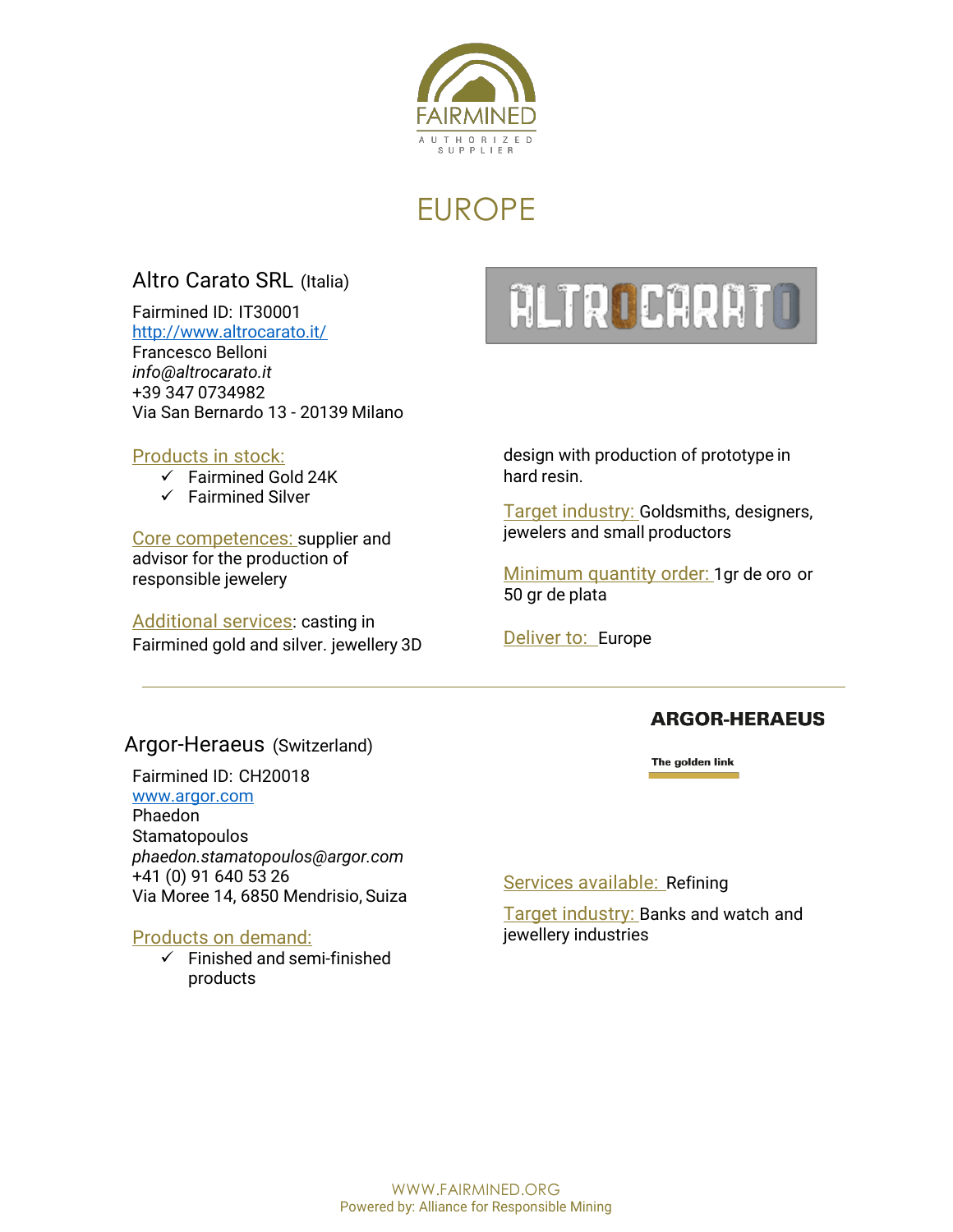# EUROPE

## Altro Carato SRL (Italia)

Fairmined ID: IT30001
[http://www.altrocarato.it/](http://www.altrocarato.it/)
Francesco Belloni
*info@altrocarato.it*
+39 347 0734982
Via San Bernardo 13 - 20139 Milano

**Products in stock:**

- ✓ Fairmined Gold 24K
- ✓ Fairmined Silver

**Core competences:** supplier and advisor for the production of responsible jewelery

**Additional services**: casting in Fairmined gold and silver. jewellery 3D design with production of prototype in hard resin.

**Target industry:** Goldsmiths, designers, jewelers and small productors

**Minimum quantity order:** 1gr de oro or 50 gr de plata

**Deliver to:** Europe

---

## Argor-Heraeus (Switzerland)

Fairmined ID: CH20018
[www.argor.com](http://www.argor.com)
Phaedon Stamatopoulos
*phaedon.stamatopoulos@argor.com*
+41 (0) 91 640 53 26
Via Moree 14, 6850 Mendrisio, Suiza

**Products on demand:**

- ✓ Finished and semi-finished products

**Services available:** Refining

**Target industry:** Banks and watch and jewellery industries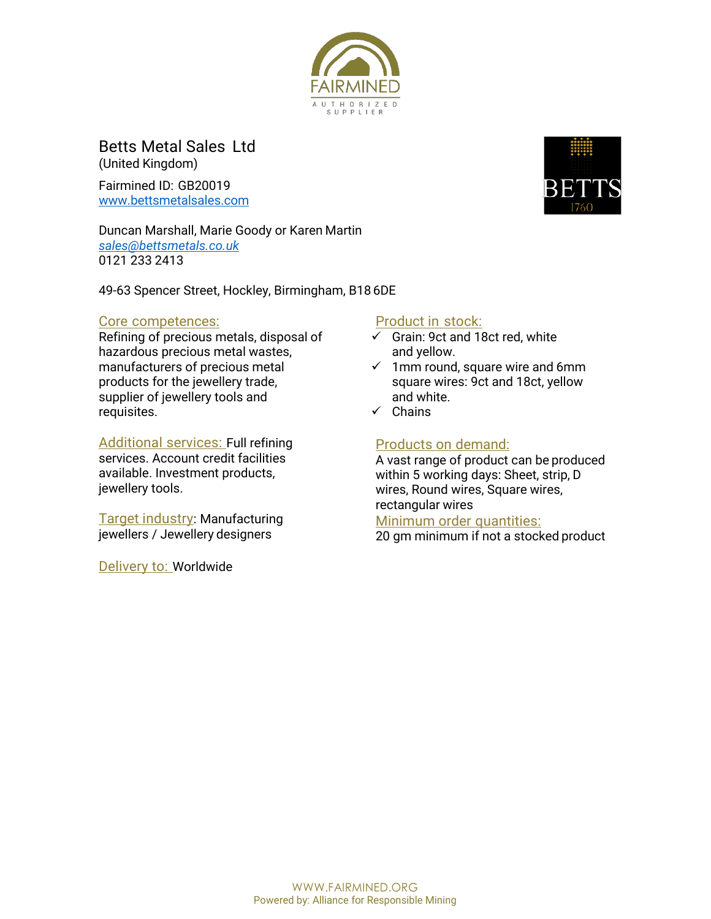# Betts Metal Sales Ltd

(United Kingdom)

Fairmined ID: GB20019
www.bettsmetalsales.com

Duncan Marshall, Marie Goody or Karen Martin
*sales@bettsmetals.co.uk*
0121 233 2413

49-63 Spencer Street, Hockley, Birmingham, B18 6DE

Core competences:
Refining of precious metals, disposal of hazardous precious metal wastes, manufacturers of precious metal products for the jewellery trade, supplier of jewellery tools and requisites.

Additional services: Full refining services. Account credit facilities available. Investment products, jewellery tools.

Target industry: Manufacturing jewellers / Jewellery designers

Delivery to: Worldwide

Product in stock:

- ✓ Grain: 9ct and 18ct red, white and yellow.
- ✓ 1mm round, square wire and 6mm square wires: 9ct and 18ct, yellow and white.
- ✓ Chains

Products on demand:
A vast range of product can be produced within 5 working days: Sheet, strip, D wires, Round wires, Square wires, rectangular wires

Minimum order quantities:
20 gm minimum if not a stocked product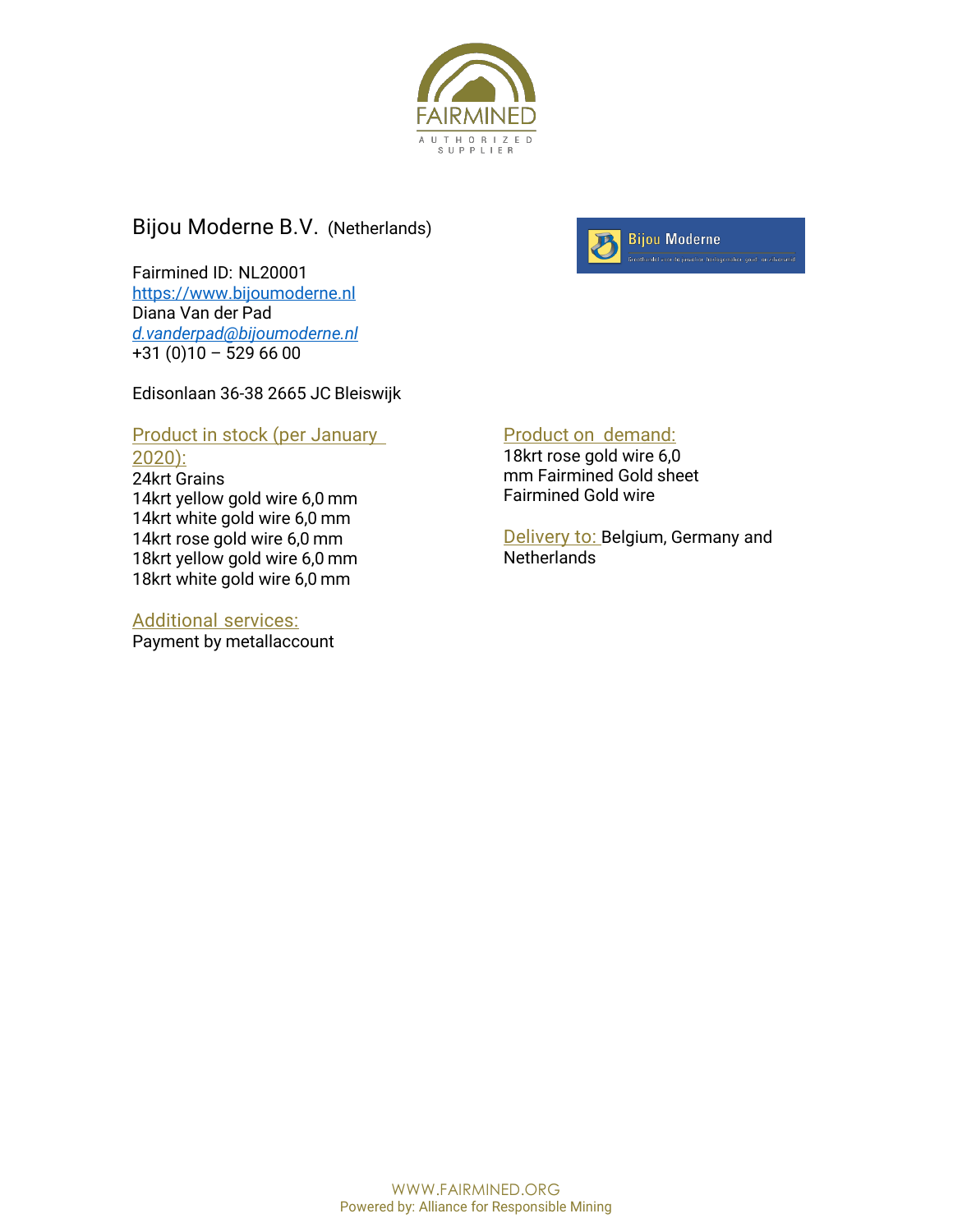FAIRMINED

AUTHORIZED SUPPLIER

## Bijou Moderne B.V. (Netherlands)

Fairmined ID: NL20001  
https://www.bijoumoderne.nl  
Diana Van der Pad  
*d.vanderpad@bijoumoderne.nl*  
+31 (0)10 – 529 66 00

Edisonlaan 36-38 2665 JC Bleiswijk

### Product in stock (per January 2020):

24krt Grains  
14krt yellow gold wire 6,0 mm  
14krt white gold wire 6,0 mm  
14krt rose gold wire 6,0 mm  
18krt yellow gold wire 6,0 mm  
18krt white gold wire 6,0 mm

### Additional services:

Payment by metallaccount

### Product on demand:

18krt rose gold wire 6,0 mm Fairmined Gold sheet  
Fairmined Gold wire

### Delivery to:

Belgium, Germany and Netherlands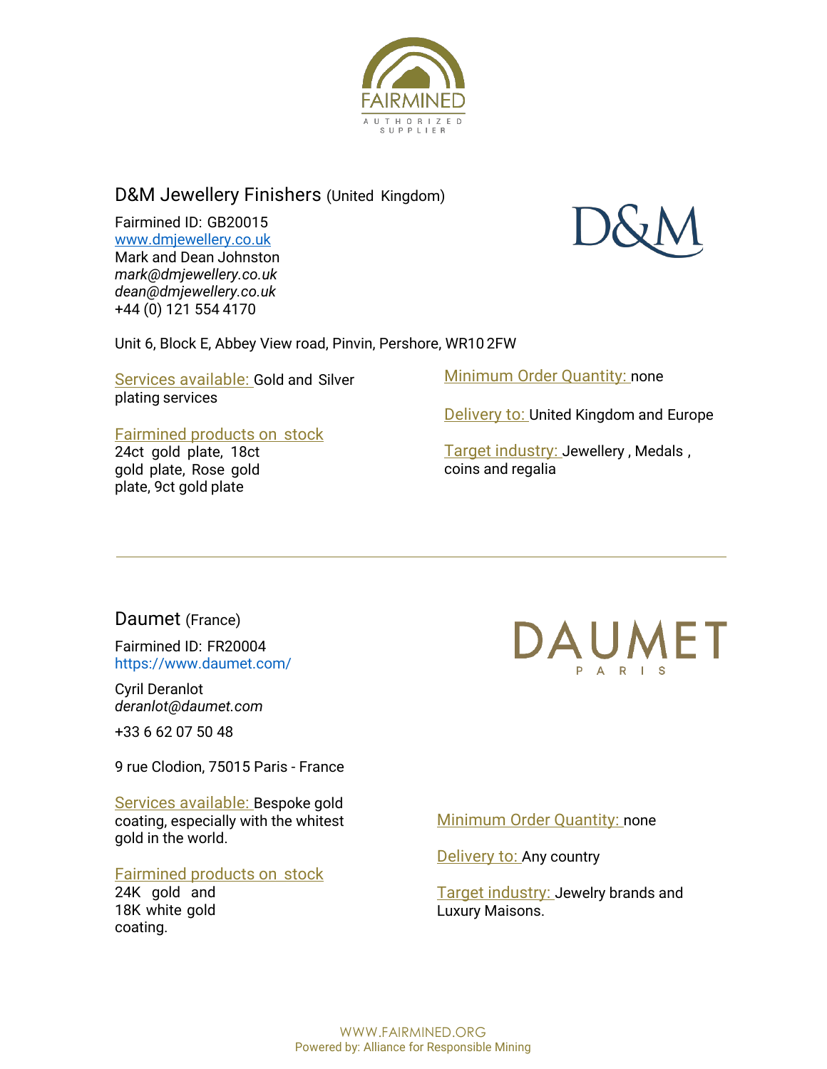## D&M Jewellery Finishers (United Kingdom)

Fairmined ID: GB20015
www.dmjewellery.co.uk
Mark and Dean Johnston
*mark@dmjewellery.co.uk*
*dean@dmjewellery.co.uk*
+44 (0) 121 554 4170

Unit 6, Block E, Abbey View road, Pinvin, Pershore, WR10 2FW

Services available: Gold and Silver plating services

Fairmined products on stock
24ct gold plate, 18ct gold plate, Rose gold plate, 9ct gold plate

Minimum Order Quantity: none

Delivery to: United Kingdom and Europe

Target industry: Jewellery , Medals , coins and regalia

---

## Daumet (France)

Fairmined ID: FR20004
https://www.daumet.com/

Cyril Deranlot
*deranlot@daumet.com*

+33 6 62 07 50 48

9 rue Clodion, 75015 Paris - France

Services available: Bespoke gold coating, especially with the whitest gold in the world.

Fairmined products on stock
24K gold and 18K white gold coating.

Minimum Order Quantity: none

Delivery to: Any country

Target industry: Jewelry brands and Luxury Maisons.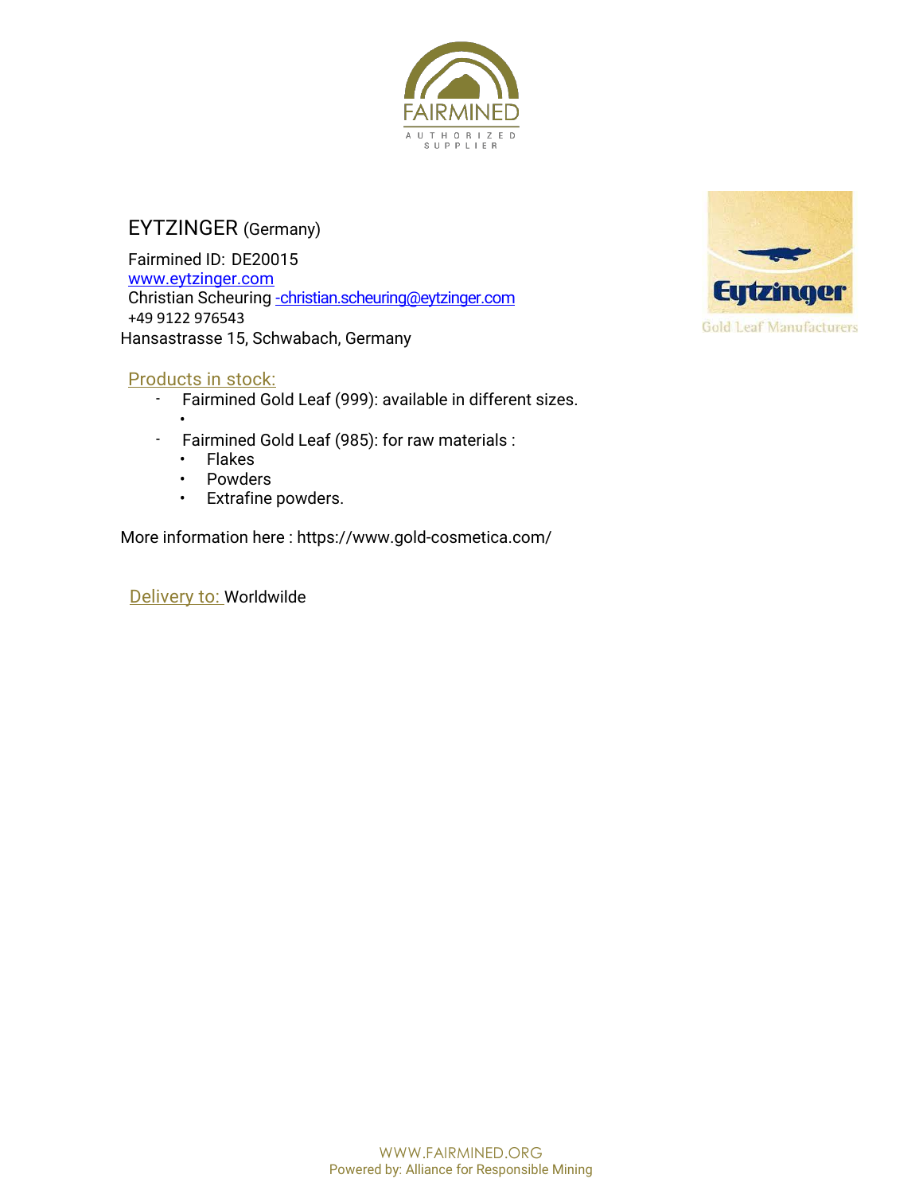FAIRMINED

AUTHORIZED SUPPLIER

## EYTZINGER (Germany)

Fairmined ID: DE20015
www.eytzinger.com
Christian Scheuring -christian.scheuring@eytzinger.com
+49 9122 976543
Hansastrasse 15, Schwabach, Germany

Eytzinger
Gold Leaf Manufacturers

### Products in stock:

- Fairmined Gold Leaf (999): available in different sizes.
- Fairmined Gold Leaf (985): for raw materials :
  - Flakes
  - Powders
  - Extrafine powders.

More information here : https://www.gold-cosmetica.com/

Delivery to: Worldwilde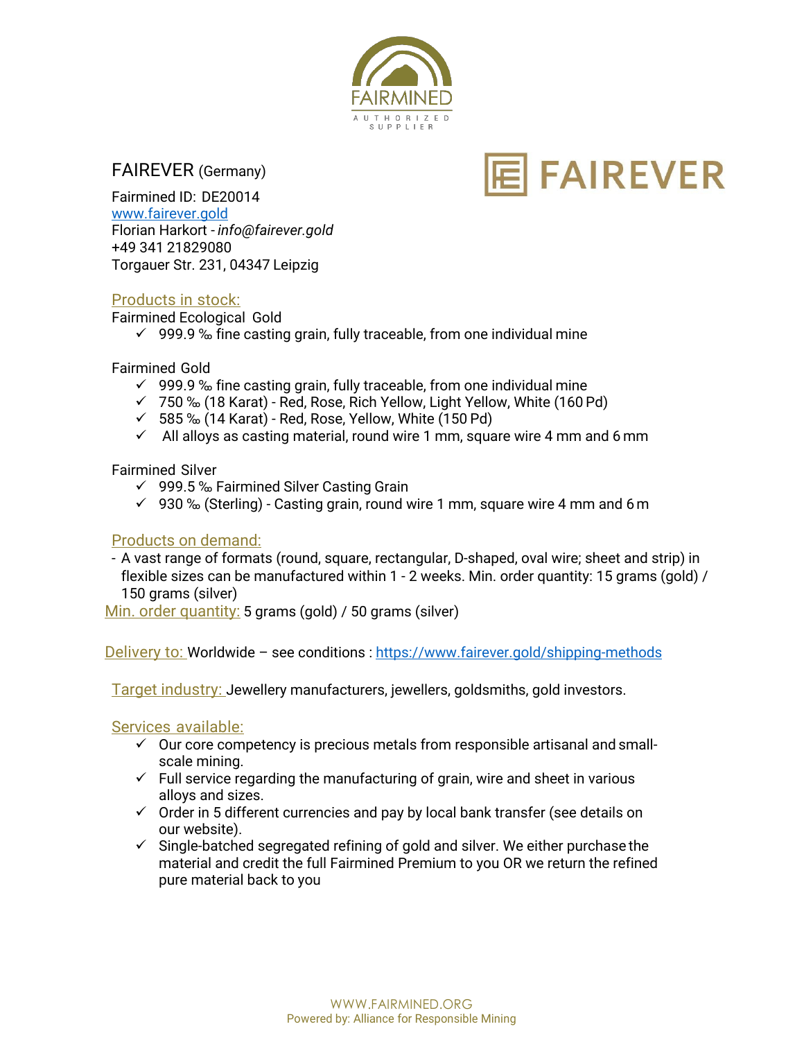FAIRMINED
AUTHORIZED SUPPLIER

## FAIREVER (Germany)

FAIREVER

Fairmined ID: DE20014
www.fairever.gold
Florian Harkort - *info@fairever.gold*
+49 341 21829080
Torgauer Str. 231, 04347 Leipzig

### Products in stock:

Fairmined Ecological Gold

- ✓ 999.9 ‰ fine casting grain, fully traceable, from one individual mine

Fairmined Gold

- ✓ 999.9 ‰ fine casting grain, fully traceable, from one individual mine
- ✓ 750 ‰ (18 Karat) - Red, Rose, Rich Yellow, Light Yellow, White (160 Pd)
- ✓ 585 ‰ (14 Karat) - Red, Rose, Yellow, White (150 Pd)
- ✓ All alloys as casting material, round wire 1 mm, square wire 4 mm and 6 mm

Fairmined Silver

- ✓ 999.5 ‰ Fairmined Silver Casting Grain
- ✓ 930 ‰ (Sterling) - Casting grain, round wire 1 mm, square wire 4 mm and 6 m

### Products on demand:

- A vast range of formats (round, square, rectangular, D-shaped, oval wire; sheet and strip) in flexible sizes can be manufactured within 1 - 2 weeks. Min. order quantity: 15 grams (gold) / 150 grams (silver)

Min. order quantity: 5 grams (gold) / 50 grams (silver)

Delivery to: Worldwide – see conditions : https://www.fairever.gold/shipping-methods

Target industry: Jewellery manufacturers, jewellers, goldsmiths, gold investors.

### Services available:

- ✓ Our core competency is precious metals from responsible artisanal and small-scale mining.
- ✓ Full service regarding the manufacturing of grain, wire and sheet in various alloys and sizes.
- ✓ Order in 5 different currencies and pay by local bank transfer (see details on our website).
- ✓ Single-batched segregated refining of gold and silver. We either purchase the material and credit the full Fairmined Premium to you OR we return the refined pure material back to you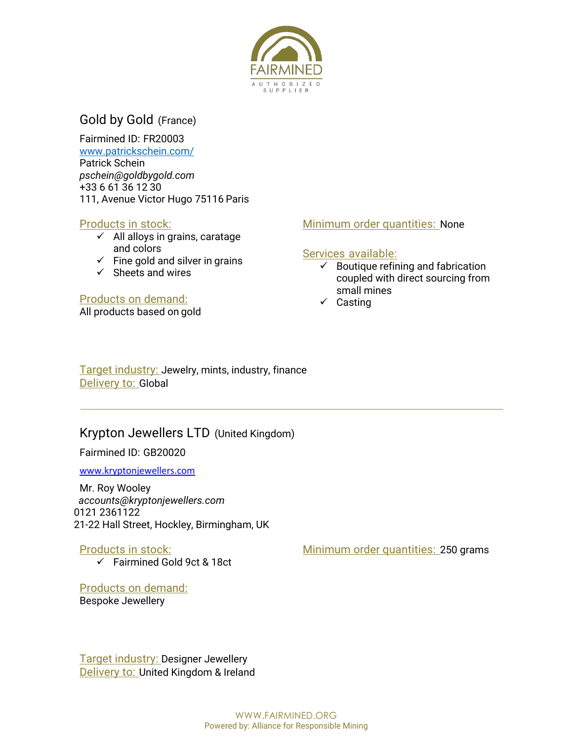## Gold by Gold (France)

Fairmined ID: FR20003
www.patrickschein.com/
Patrick Schein
*pschein@goldbygold.com*
+33 6 61 36 12 30
111, Avenue Victor Hugo 75116 Paris

**Products in stock:**

- ✓ All alloys in grains, caratage and colors
- ✓ Fine gold and silver in grains
- ✓ Sheets and wires

**Products on demand:**
All products based on gold

**Minimum order quantities:** None

**Services available:**

- ✓ Boutique refining and fabrication coupled with direct sourcing from small mines
- ✓ Casting

**Target industry:** Jewelry, mints, industry, finance
**Delivery to:** Global

---

## Krypton Jewellers LTD (United Kingdom)

Fairmined ID: GB20020

www.kryptonjewellers.com

Mr. Roy Wooley
*accounts@kryptonjewellers.com*
0121 2361122
21-22 Hall Street, Hockley, Birmingham, UK

**Products in stock:**

- ✓ Fairmined Gold 9ct & 18ct

**Products on demand:**
Bespoke Jewellery

**Minimum order quantities:** 250 grams

**Target industry:** Designer Jewellery
**Delivery to:** United Kingdom & Ireland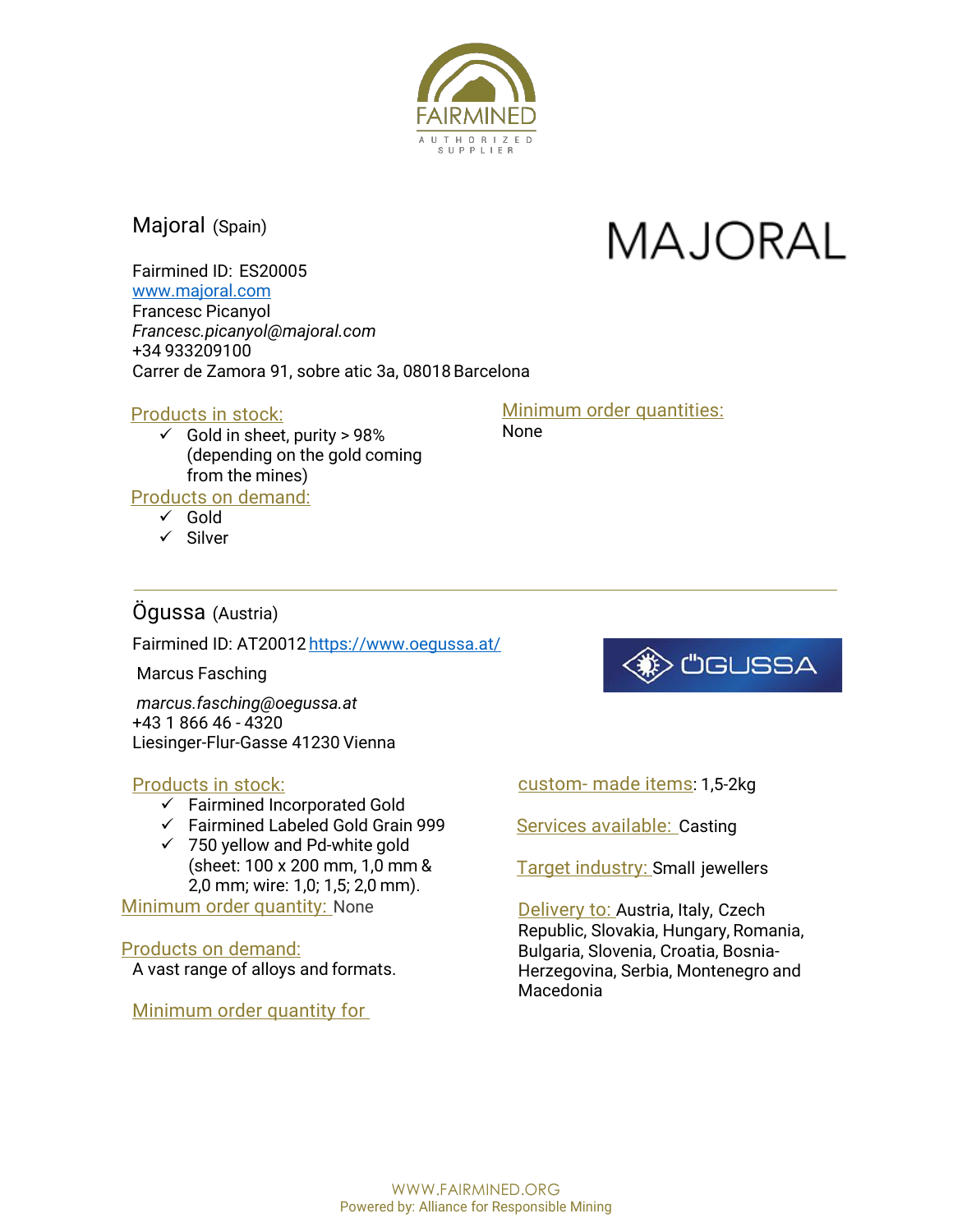## Majoral (Spain)

Fairmined ID: ES20005
www.majoral.com
Francesc Picanyol
*Francesc.picanyol@majoral.com*
+34 933209100
Carrer de Zamora 91, sobre atic 3a, 08018 Barcelona

**Products in stock:**

- ✓ Gold in sheet, purity > 98% (depending on the gold coming from the mines)

**Products on demand:**

- ✓ Gold
- ✓ Silver

**Minimum order quantities:**
None

---

## Ögussa (Austria)

Fairmined ID: AT20012 https://www.oegussa.at/

Marcus Fasching

*marcus.fasching@oegussa.at*
+43 1 866 46 - 4320
Liesinger-Flur-Gasse 41230 Vienna

**Products in stock:**

- ✓ Fairmined Incorporated Gold
- ✓ Fairmined Labeled Gold Grain 999
- ✓ 750 yellow and Pd-white gold (sheet: 100 x 200 mm, 1,0 mm & 2,0 mm; wire: 1,0; 1,5; 2,0 mm).

**Minimum order quantity:** None

**Products on demand:**
A vast range of alloys and formats.

**Minimum order quantity for custom- made items:** 1,5-2kg

**Services available:** Casting

**Target industry:** Small jewellers

**Delivery to:** Austria, Italy, Czech Republic, Slovakia, Hungary, Romania, Bulgaria, Slovenia, Croatia, Bosnia-Herzegovina, Serbia, Montenegro and Macedonia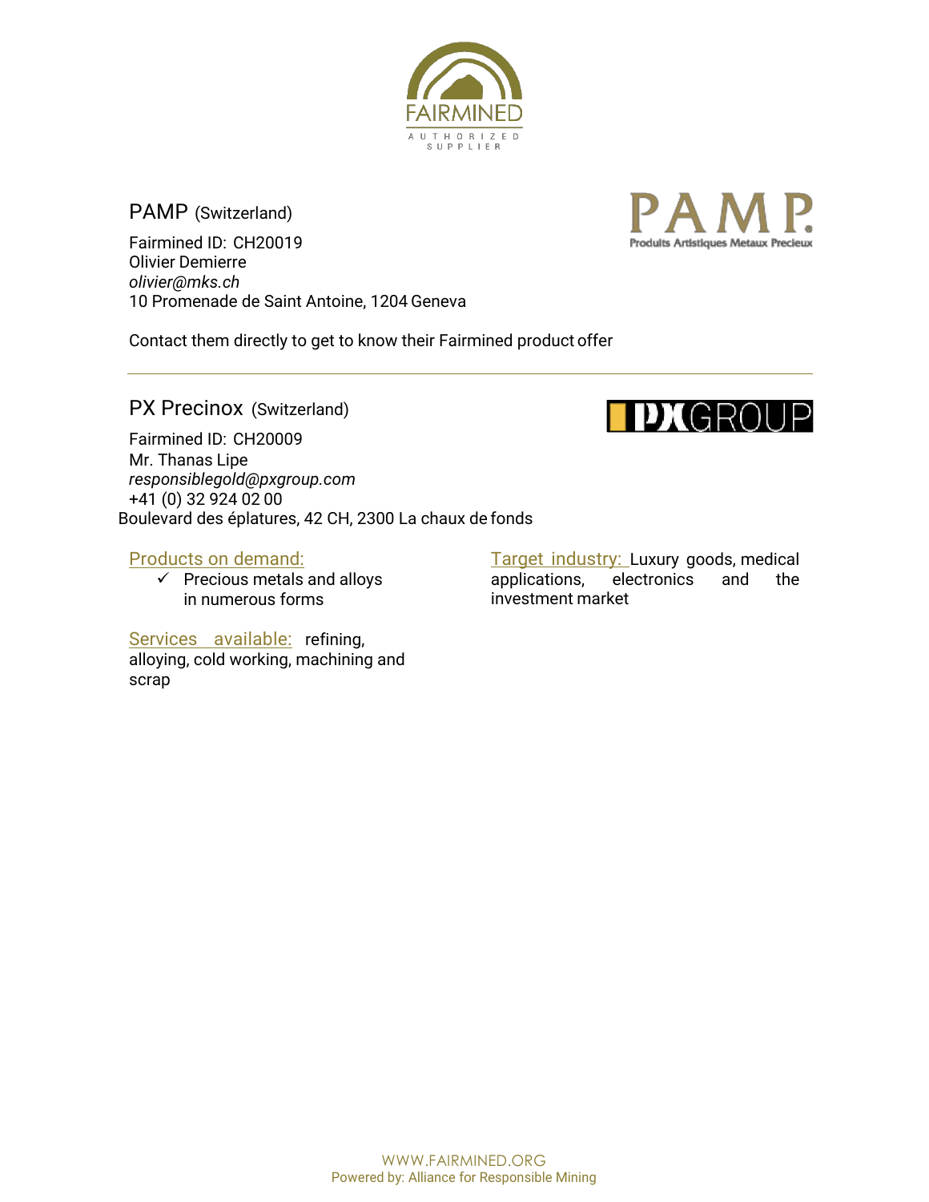## PAMP (Switzerland)

Fairmined ID: CH20019
Olivier Demierre
*olivier@mks.ch*
10 Promenade de Saint Antoine, 1204 Geneva

Contact them directly to get to know their Fairmined product offer

---

## PX Precinox (Switzerland)

Fairmined ID: CH20009
Mr. Thanas Lipe
*responsiblegold@pxgroup.com*
+41 (0) 32 924 02 00
Boulevard des éplatures, 42 CH, 2300 La chaux de fonds

Products on demand:

- ✓ Precious metals and alloys in numerous forms

Services available: refining, alloying, cold working, machining and scrap

Target industry: Luxury goods, medical applications, electronics and the investment market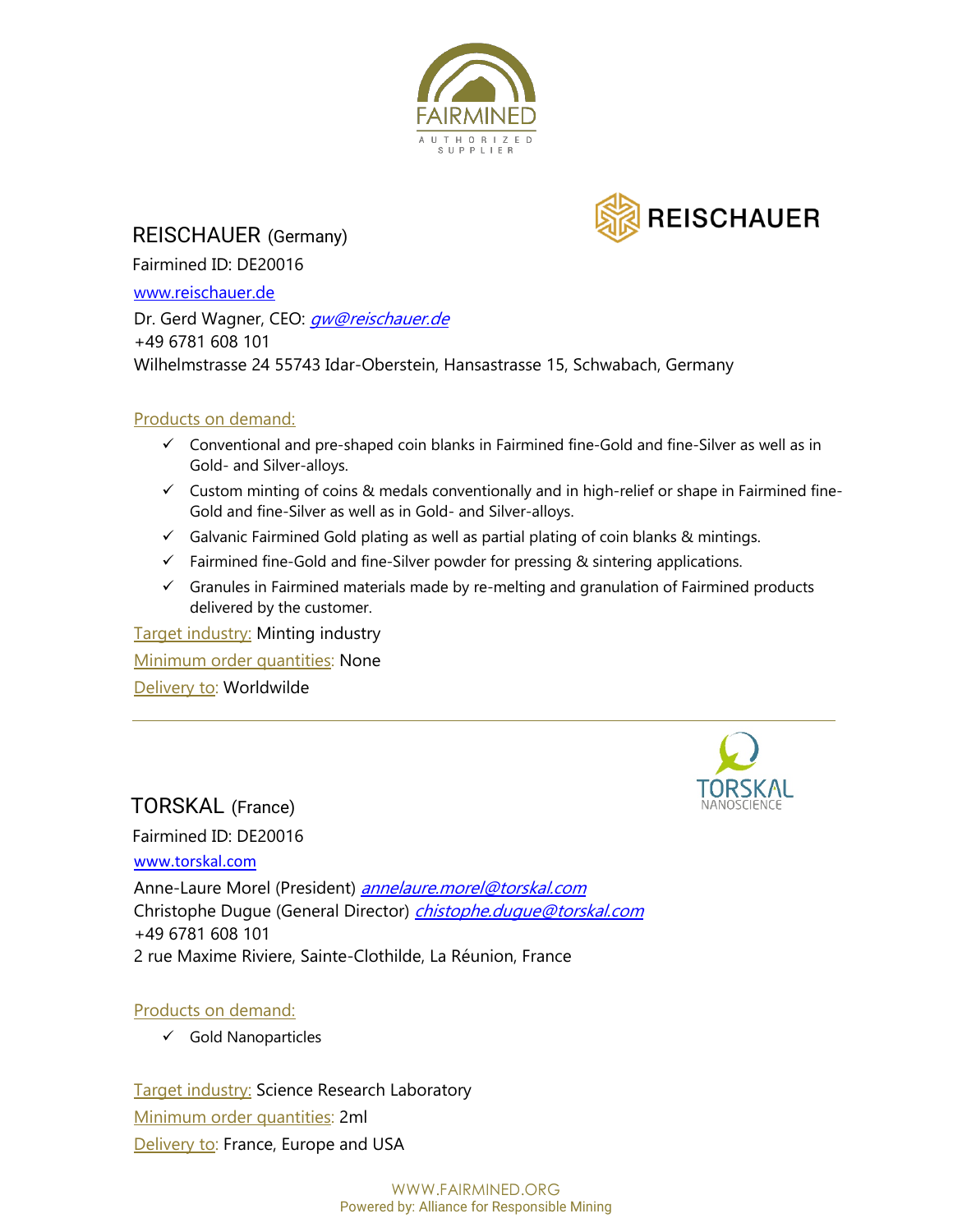## REISCHAUER (Germany)

Fairmined ID: DE20016

www.reischauer.de

Dr. Gerd Wagner, CEO: *gw@reischauer.de*
+49 6781 608 101
Wilhelmstrasse 24 55743 Idar-Oberstein, Hansastrasse 15, Schwabach, Germany

Products on demand:

- ✓ Conventional and pre-shaped coin blanks in Fairmined fine-Gold and fine-Silver as well as in Gold- and Silver-alloys.
- ✓ Custom minting of coins & medals conventionally and in high-relief or shape in Fairmined fine-Gold and fine-Silver as well as in Gold- and Silver-alloys.
- ✓ Galvanic Fairmined Gold plating as well as partial plating of coin blanks & mintings.
- ✓ Fairmined fine-Gold and fine-Silver powder for pressing & sintering applications.
- ✓ Granules in Fairmined materials made by re-melting and granulation of Fairmined products delivered by the customer.

Target industry: Minting industry

Minimum order quantities: None

Delivery to: Worldwilde

---

## TORSKAL (France)

Fairmined ID: DE20016

www.torskal.com

Anne-Laure Morel (President) *annelaure.morel@torskal.com*
Christophe Dugue (General Director) *chistophe.dugue@torskal.com*
+49 6781 608 101
2 rue Maxime Riviere, Sainte-Clothilde, La Réunion, France

Products on demand:

- ✓ Gold Nanoparticles

Target industry: Science Research Laboratory

Minimum order quantities: 2ml

Delivery to: France, Europe and USA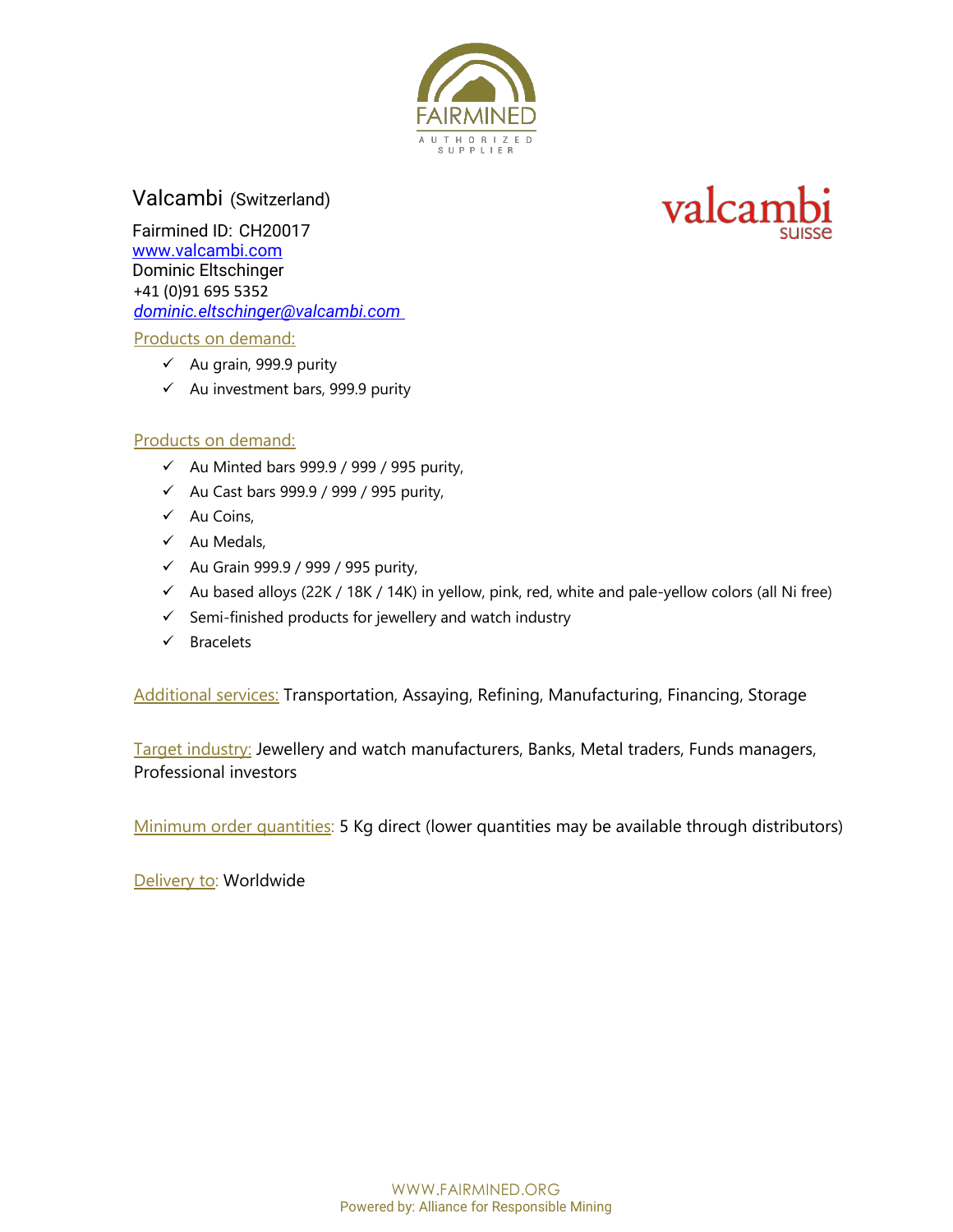FAIRMINED

AUTHORIZED SUPPLIER

## Valcambi (Switzerland)

valcambi suisse

Fairmined ID: CH20017
www.valcambi.com
Dominic Eltschinger
+41 (0)91 695 5352
*dominic.eltschinger@valcambi.com*

Products on demand:

- ✓ Au grain, 999.9 purity
- ✓ Au investment bars, 999.9 purity

Products on demand:

- ✓ Au Minted bars 999.9 / 999 / 995 purity,
- ✓ Au Cast bars 999.9 / 999 / 995 purity,
- ✓ Au Coins,
- ✓ Au Medals,
- ✓ Au Grain 999.9 / 999 / 995 purity,
- ✓ Au based alloys (22K / 18K / 14K) in yellow, pink, red, white and pale-yellow colors (all Ni free)
- ✓ Semi-finished products for jewellery and watch industry
- ✓ Bracelets

Additional services: Transportation, Assaying, Refining, Manufacturing, Financing, Storage

Target industry: Jewellery and watch manufacturers, Banks, Metal traders, Funds managers, Professional investors

Minimum order quantities: 5 Kg direct (lower quantities may be available through distributors)

Delivery to: Worldwide

WWW.FAIRMINED.ORG
Powered by: Alliance for Responsible Mining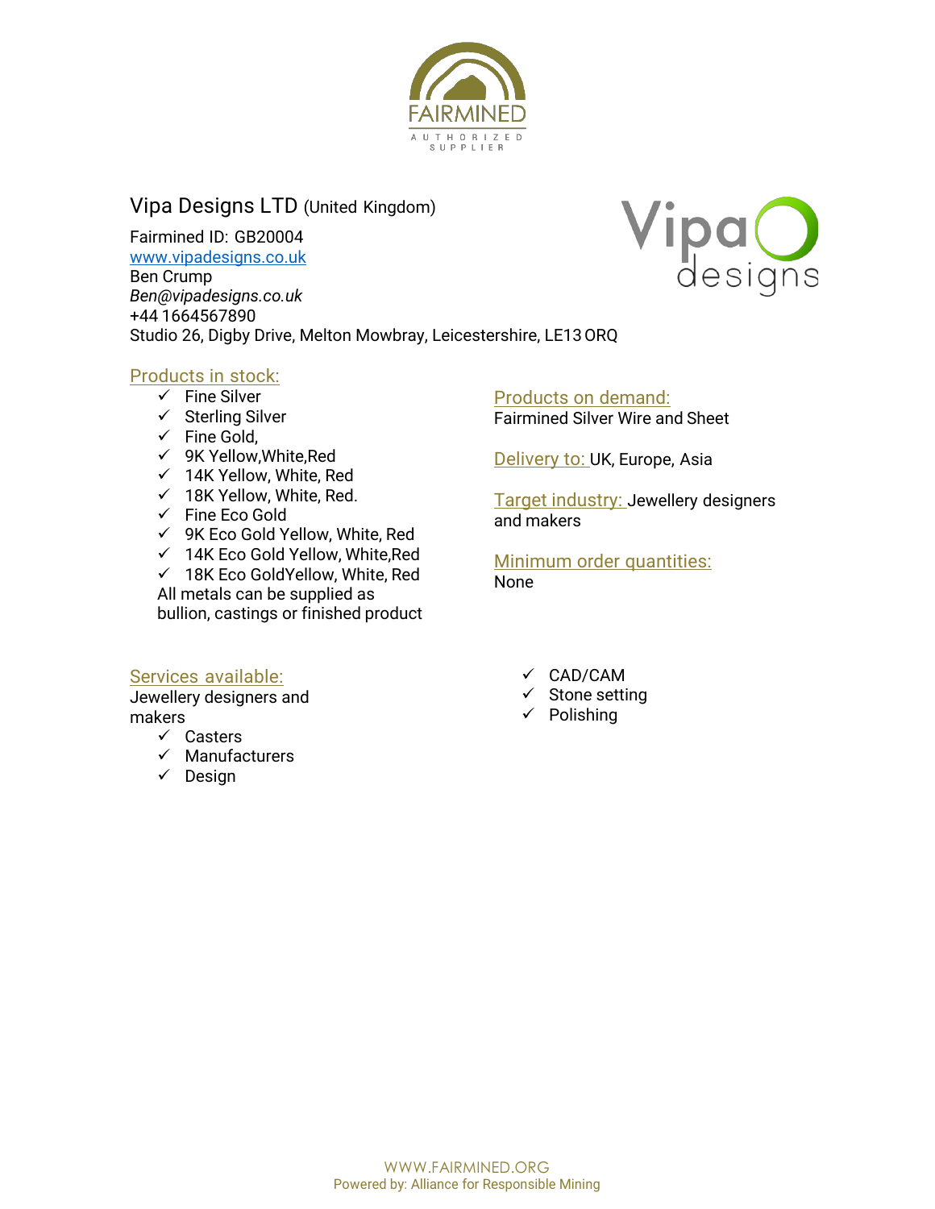FAIRMINED

AUTHORIZED SUPPLIER

## Vipa Designs LTD (United Kingdom)

Fairmined ID: GB20004
www.vipadesigns.co.uk
Ben Crump
*Ben@vipadesigns.co.uk*
+44 1664567890
Studio 26, Digby Drive, Melton Mowbray, Leicestershire, LE13 ORQ

### Products in stock:

- ✓ Fine Silver
- ✓ Sterling Silver
- ✓ Fine Gold,
- ✓ 9K Yellow,White,Red
- ✓ 14K Yellow, White, Red
- ✓ 18K Yellow, White, Red.
- ✓ Fine Eco Gold
- ✓ 9K Eco Gold Yellow, White, Red
- ✓ 14K Eco Gold Yellow, White,Red
- ✓ 18K Eco GoldYellow, White, Red

All metals can be supplied as bullion, castings or finished product

### Products on demand:

Fairmined Silver Wire and Sheet

**Delivery to:** UK, Europe, Asia

**Target industry:** Jewellery designers and makers

### Minimum order quantities:

None

### Services available:

Jewellery designers and makers

- ✓ Casters
- ✓ Manufacturers
- ✓ Design
- ✓ CAD/CAM
- ✓ Stone setting
- ✓ Polishing

WWW.FAIRMINED.ORG
Powered by: Alliance for Responsible Mining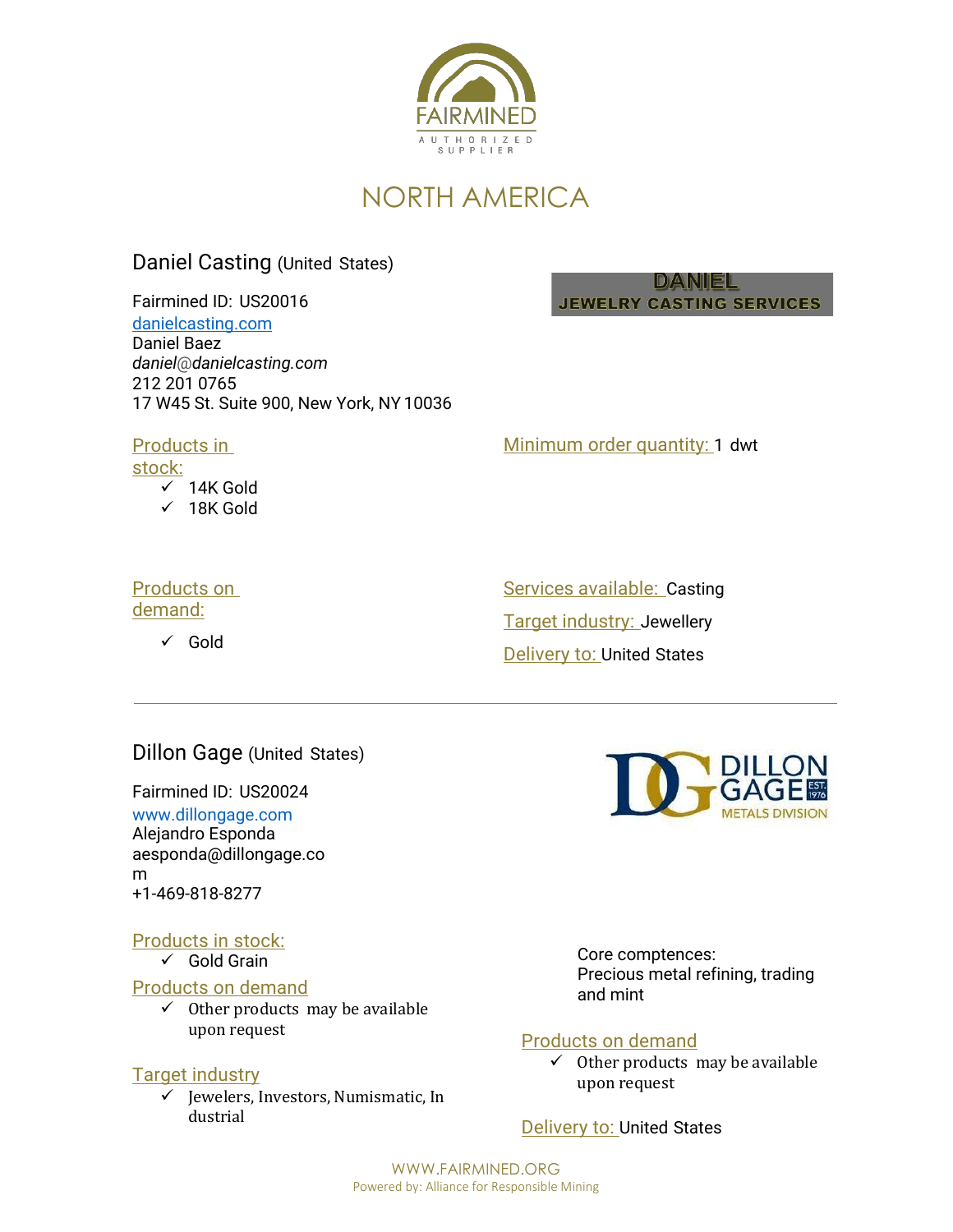# NORTH AMERICA

## Daniel Casting (United States)

Fairmined ID: US20016
danielcasting.com
Daniel Baez
*daniel@danielcasting.com*
212 201 0765
17 W45 St. Suite 900, New York, NY 10036

**Products in stock:**
- ✓ 14K Gold
- ✓ 18K Gold

**Minimum order quantity:** 1 dwt

**Products on demand:**
- ✓ Gold

**Services available:** Casting

**Target industry:** Jewellery

**Delivery to:** United States

---

## Dillon Gage (United States)

Fairmined ID: US20024
www.dillongage.com
Alejandro Esponda
aesponda@dillongage.com
+1-469-818-8277

**Products in stock:**
- ✓ Gold Grain

**Products on demand**
- ✓ Other products may be available upon request

**Target industry**
- ✓ Jewelers, Investors, Numismatic, Industrial

Core comptences:
Precious metal refining, trading and mint

**Products on demand**
- ✓ Other products may be available upon request

**Delivery to:** United States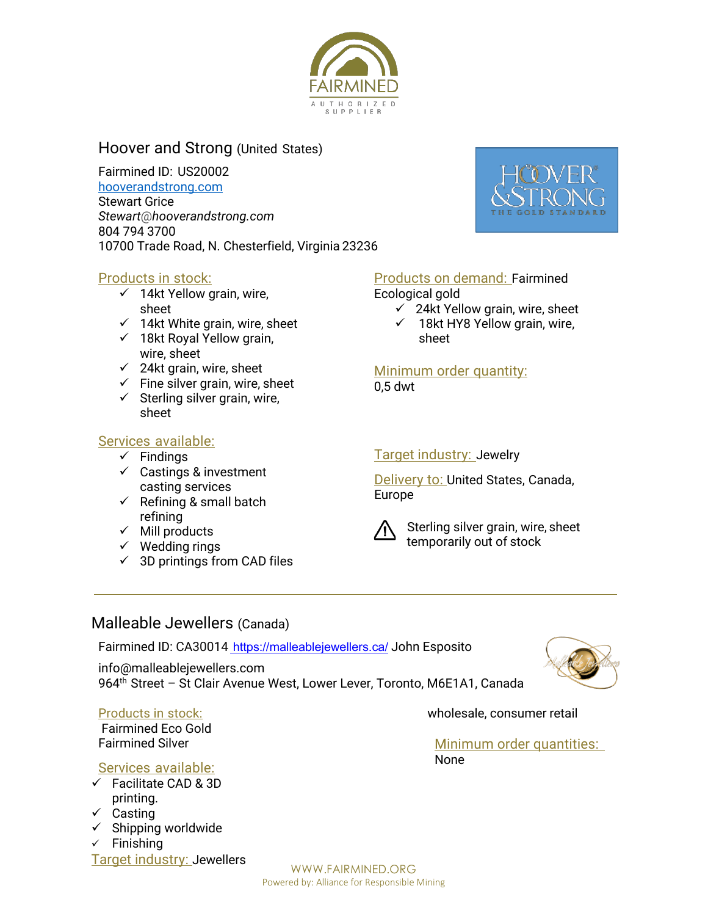## Hoover and Strong (United States)

Fairmined ID: US20002
hooverandstrong.com
Stewart Grice
*Stewart@hooverandstrong.com*
804 794 3700
10700 Trade Road, N. Chesterfield, Virginia 23236

**Products in stock:**

- ✓ 14kt Yellow grain, wire, sheet
- ✓ 14kt White grain, wire, sheet
- ✓ 18kt Royal Yellow grain, wire, sheet
- ✓ 24kt grain, wire, sheet
- ✓ Fine silver grain, wire, sheet
- ✓ Sterling silver grain, wire, sheet

**Services available:**

- ✓ Findings
- ✓ Castings & investment casting services
- ✓ Refining & small batch refining
- ✓ Mill products
- ✓ Wedding rings
- ✓ 3D printings from CAD files

**Products on demand:** Fairmined Ecological gold

- ✓ 24kt Yellow grain, wire, sheet
- ✓ 18kt HY8 Yellow grain, wire, sheet

**Minimum order quantity:**
0,5 dwt

**Target industry:** Jewelry

**Delivery to:** United States, Canada, Europe

⚠ Sterling silver grain, wire, sheet temporarily out of stock

---

## Malleable Jewellers (Canada)

Fairmined ID: CA30014 https://malleablejewellers.ca/ John Esposito

info@malleablejewellers.com
964th Street – St Clair Avenue West, Lower Lever, Toronto, M6E1A1, Canada

**Products in stock:**
Fairmined Eco Gold
Fairmined Silver

**Services available:**

- ✓ Facilitate CAD & 3D printing.
- ✓ Casting
- ✓ Shipping worldwide
- ✓ Finishing

**Target industry:** Jewellers wholesale, consumer retail

**Minimum order quantities:**
None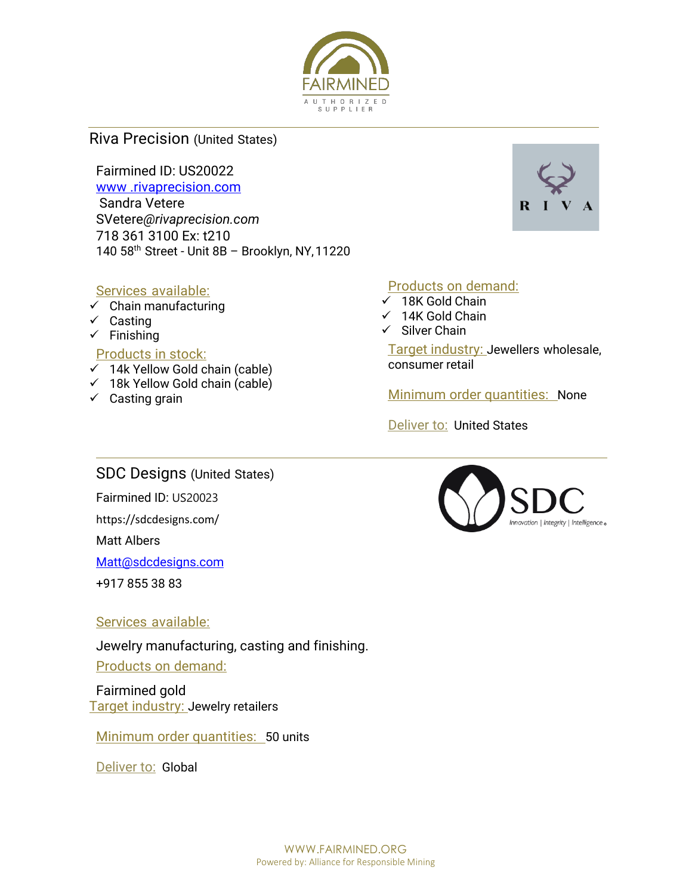## Riva Precision (United States)

Fairmined ID: US20022
www .rivaprecision.com
Sandra Vetere
SVetere@*rivaprecision.com*
718 361 3100 Ex: t210
140 58th Street - Unit 8B – Brooklyn, NY,11220

**Services available:**

- ✓ Chain manufacturing
- ✓ Casting
- ✓ Finishing

**Products in stock:**

- ✓ 14k Yellow Gold chain (cable)
- ✓ 18k Yellow Gold chain (cable)
- ✓ Casting grain

**Products on demand:**

- ✓ 18K Gold Chain
- ✓ 14K Gold Chain
- ✓ Silver Chain

**Target industry:** Jewellers wholesale, consumer retail

**Minimum order quantities:** None

**Deliver to:** United States

---

## SDC Designs (United States)

Fairmined ID: US20023

https://sdcdesigns.com/

Matt Albers

Matt@sdcdesigns.com

+917 855 38 83

**Services available:**

Jewelry manufacturing, casting and finishing.

**Products on demand:**

Fairmined gold

**Target industry:** Jewelry retailers

**Minimum order quantities:** 50 units

**Deliver to:** Global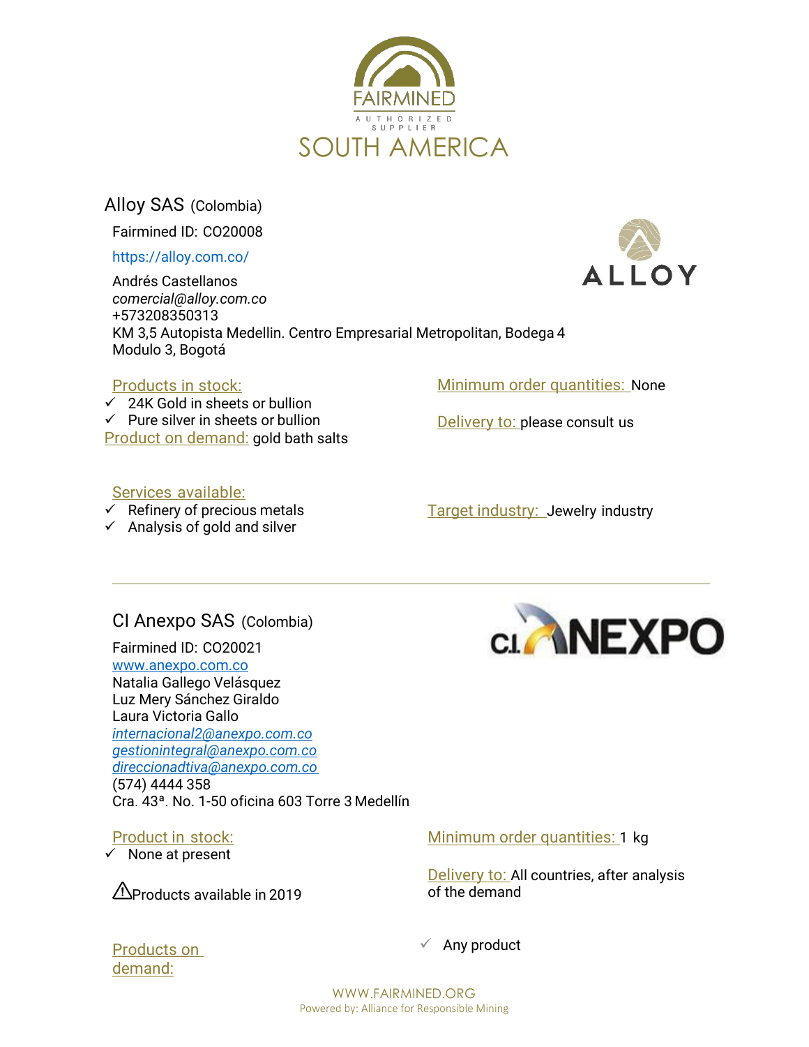# FAIRMINED

AUTHORIZED SUPPLIER

SOUTH AMERICA

## Alloy SAS (Colombia)

Fairmined ID: CO20008

https://alloy.com.co/

Andrés Castellanos
*comercial@alloy.com.co*
+573208350313
KM 3,5 Autopista Medellin. Centro Empresarial Metropolitan, Bodega 4 Modulo 3, Bogotá

Products in stock:

- ✓ 24K Gold in sheets or bullion
- ✓ Pure silver in sheets or bullion

Product on demand: gold bath salts

Minimum order quantities: None

Delivery to: please consult us

Services available:

- ✓ Refinery of precious metals
- ✓ Analysis of gold and silver

Target industry: Jewelry industry

---

## CI Anexpo SAS (Colombia)

Fairmined ID: CO20021

www.anexpo.com.co

Natalia Gallego Velásquez
Luz Mery Sánchez Giraldo
Laura Victoria Gallo
*internacional2@anexpo.com.co*
*gestionintegral@anexpo.com.co*
*direccionadtiva@anexpo.com.co*
(574) 4444 358
Cra. 43ª. No. 1-50 oficina 603 Torre 3 Medellín

Product in stock:

- ✓ None at present

⚠Products available in 2019

Minimum order quantities: 1 kg

Delivery to: All countries, after analysis of the demand

Products on demand:

- ✓ Any product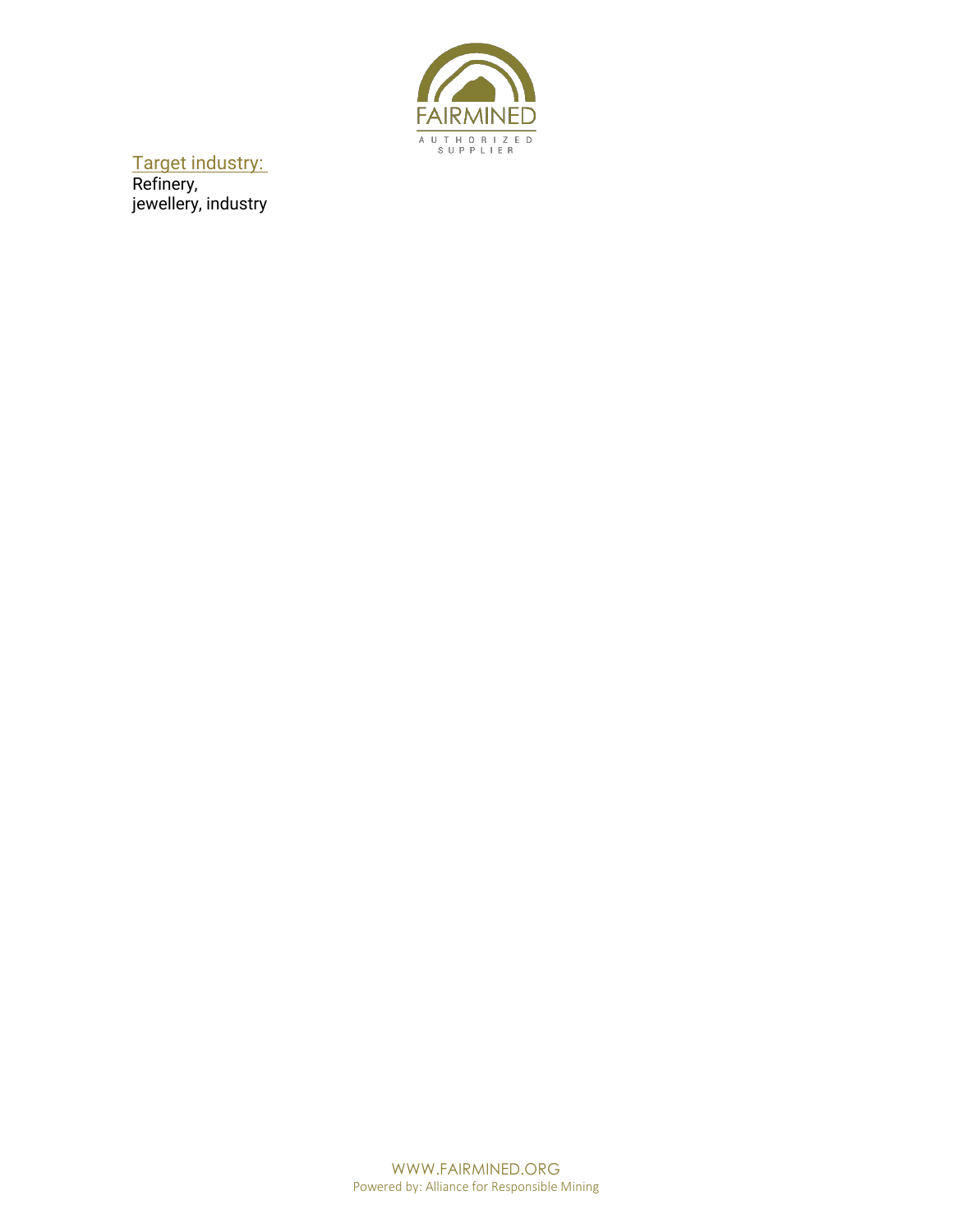Target industry:

Refinery,
jewellery, industry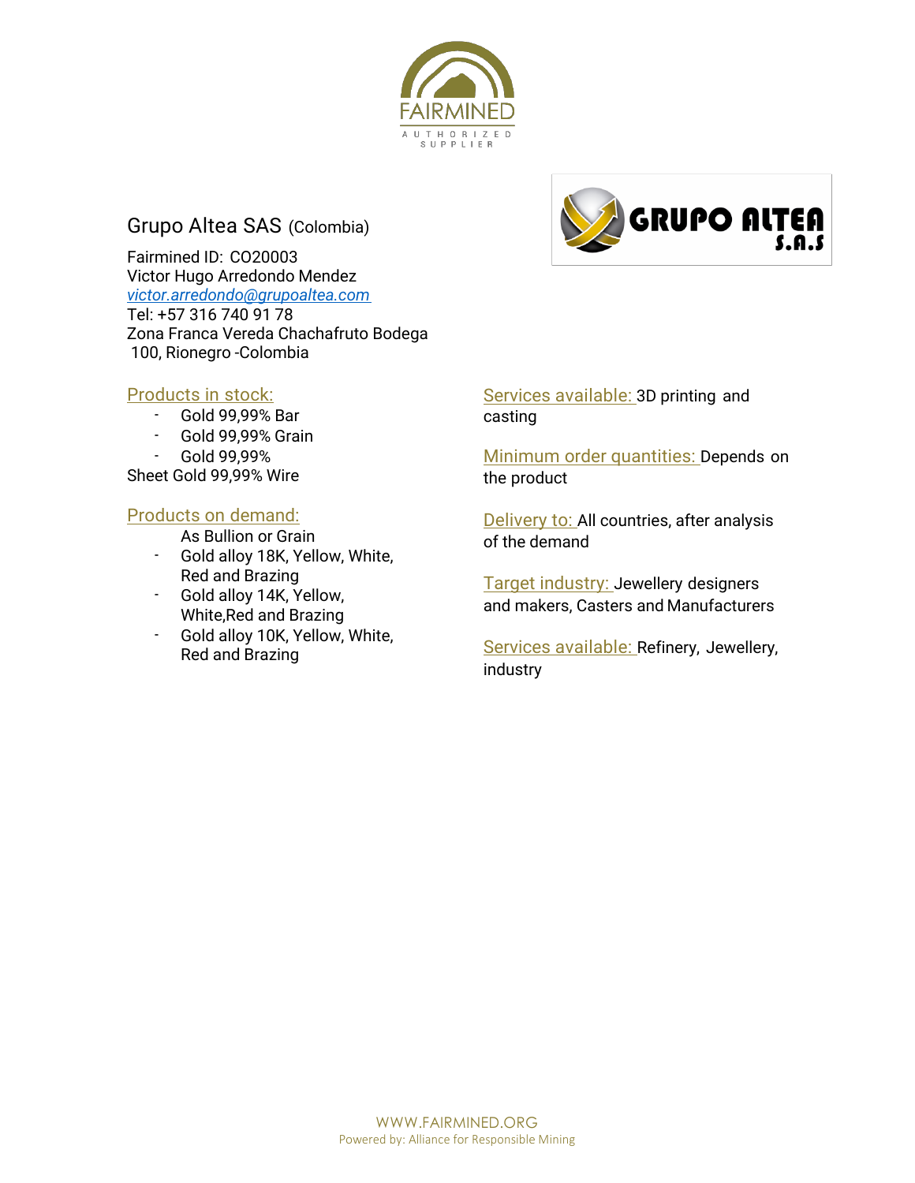FAIRMINED
AUTHORIZED SUPPLIER

## Grupo Altea SAS (Colombia)

GRUPO ALTEA S.A.S

Fairmined ID: CO20003
Victor Hugo Arredondo Mendez
*victor.arredondo@grupoaltea.com*
Tel: +57 316 740 91 78
Zona Franca Vereda Chachafruto Bodega 100, Rionegro -Colombia

### Products in stock:

- Gold 99,99% Bar
- Gold 99,99% Grain
- Gold 99,99%

Sheet Gold 99,99% Wire

### Products on demand:

As Bullion or Grain

- Gold alloy 18K, Yellow, White, Red and Brazing
- Gold alloy 14K, Yellow, White,Red and Brazing
- Gold alloy 10K, Yellow, White, Red and Brazing

Services available: 3D printing and casting

Minimum order quantities: Depends on the product

Delivery to: All countries, after analysis of the demand

Target industry: Jewellery designers and makers, Casters and Manufacturers

Services available: Refinery, Jewellery, industry